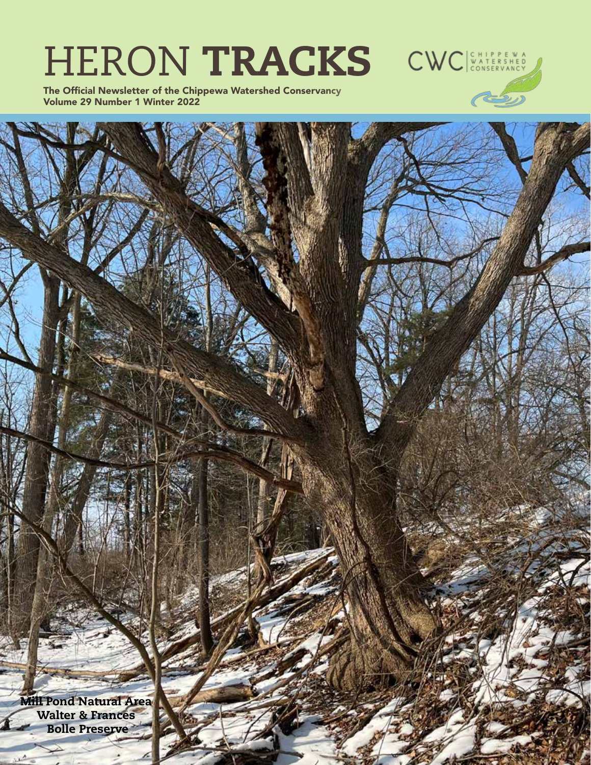# HERON TRACKS

CWC | CHIPPEWA WATERSHED CONSERVANCY

The Official Newsletter of the Chippewa Watershed Conservancy
Volume 29 Number 1 Winter 2022

Mill Pond Natural Area
Walter & Frances
Bolle Preserve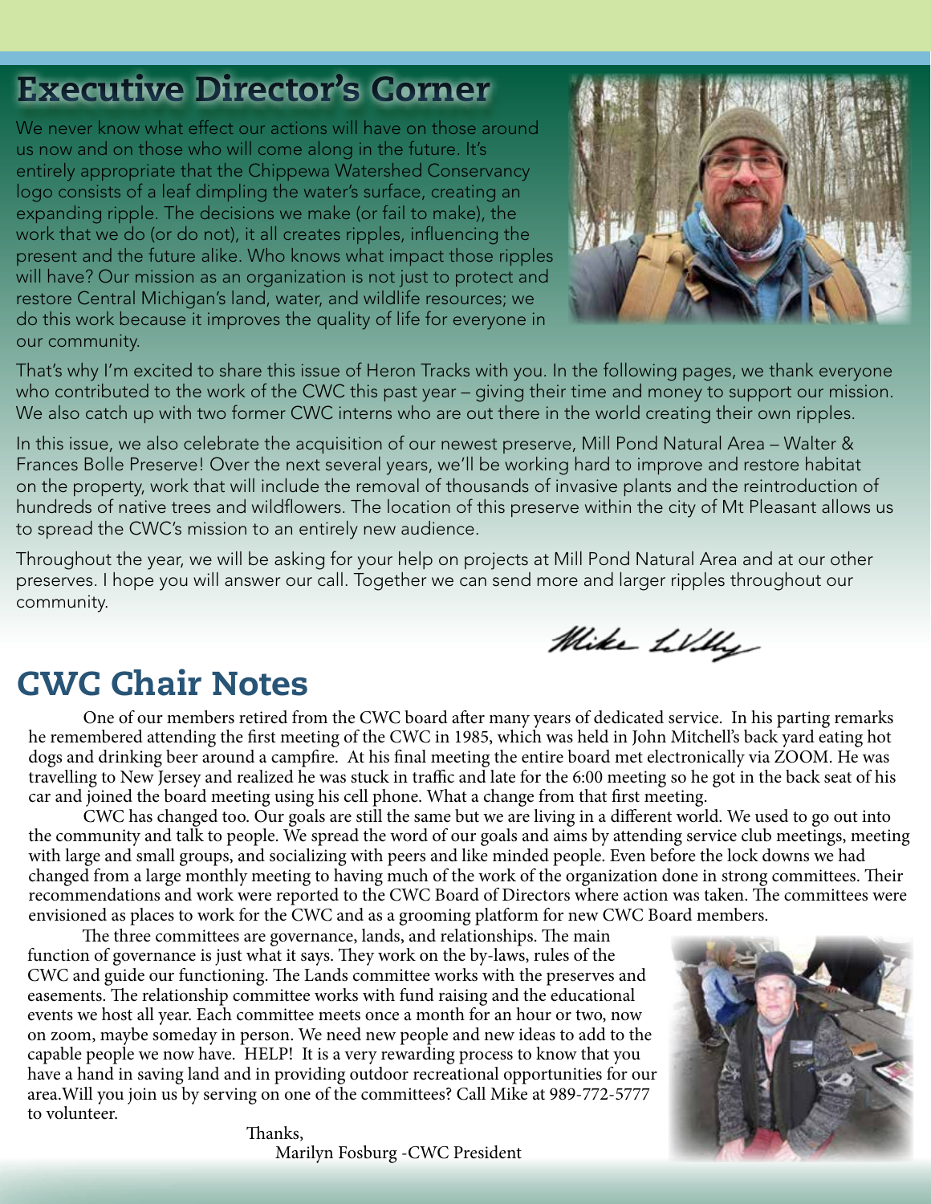## Executive Director's Corner

We never know what effect our actions will have on those around us now and on those who will come along in the future. It's entirely appropriate that the Chippewa Watershed Conservancy logo consists of a leaf dimpling the water's surface, creating an expanding ripple. The decisions we make (or fail to make), the work that we do (or do not), it all creates ripples, influencing the present and the future alike. Who knows what impact those ripples will have? Our mission as an organization is not just to protect and restore Central Michigan's land, water, and wildlife resources; we do this work because it improves the quality of life for everyone in our community.

That's why I'm excited to share this issue of Heron Tracks with you. In the following pages, we thank everyone who contributed to the work of the CWC this past year – giving their time and money to support our mission. We also catch up with two former CWC interns who are out there in the world creating their own ripples.

In this issue, we also celebrate the acquisition of our newest preserve, Mill Pond Natural Area – Walter & Frances Bolle Preserve! Over the next several years, we'll be working hard to improve and restore habitat on the property, work that will include the removal of thousands of invasive plants and the reintroduction of hundreds of native trees and wildflowers. The location of this preserve within the city of Mt Pleasant allows us to spread the CWC's mission to an entirely new audience.

Throughout the year, we will be asking for your help on projects at Mill Pond Natural Area and at our other preserves. I hope you will answer our call. Together we can send more and larger ripples throughout our community.

Mike LaVoy

## CWC Chair Notes

One of our members retired from the CWC board after many years of dedicated service. In his parting remarks he remembered attending the first meeting of the CWC in 1985, which was held in John Mitchell's back yard eating hot dogs and drinking beer around a campfire. At his final meeting the entire board met electronically via ZOOM. He was travelling to New Jersey and realized he was stuck in traffic and late for the 6:00 meeting so he got in the back seat of his car and joined the board meeting using his cell phone. What a change from that first meeting.

CWC has changed too. Our goals are still the same but we are living in a different world. We used to go out into the community and talk to people. We spread the word of our goals and aims by attending service club meetings, meeting with large and small groups, and socializing with peers and like minded people. Even before the lock downs we had changed from a large monthly meeting to having much of the work of the organization done in strong committees. Their recommendations and work were reported to the CWC Board of Directors where action was taken. The committees were envisioned as places to work for the CWC and as a grooming platform for new CWC Board members.

The three committees are governance, lands, and relationships. The main function of governance is just what it says. They work on the by-laws, rules of the CWC and guide our functioning. The Lands committee works with the preserves and easements. The relationship committee works with fund raising and the educational events we host all year. Each committee meets once a month for an hour or two, now on zoom, maybe someday in person. We need new people and new ideas to add to the capable people we now have. HELP! It is a very rewarding process to know that you have a hand in saving land and in providing outdoor recreational opportunities for our area.Will you join us by serving on one of the committees? Call Mike at 989-772-5777 to volunteer.

Thanks,
Marilyn Fosburg -CWC President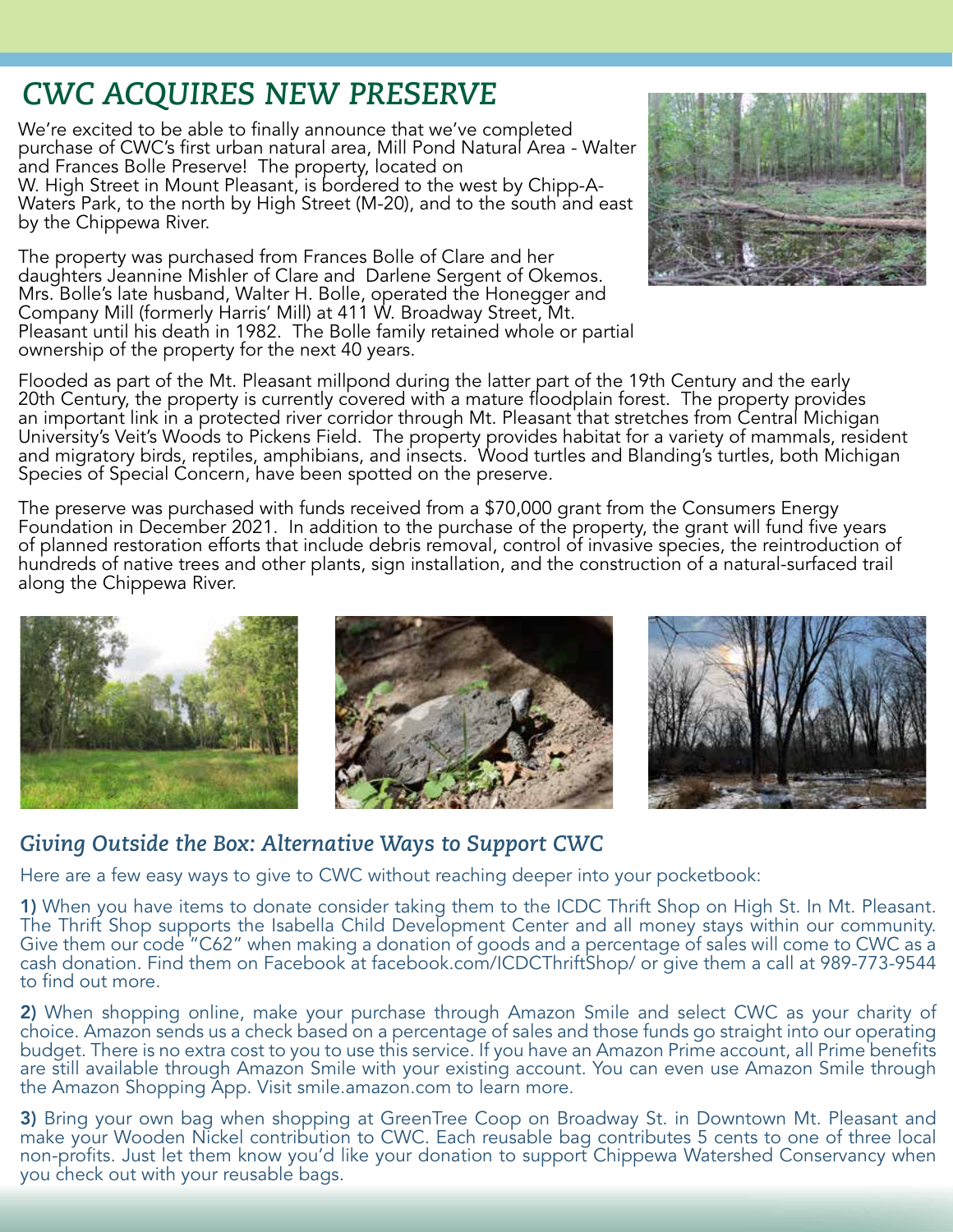# CWC ACQUIRES NEW PRESERVE

We're excited to be able to finally announce that we've completed purchase of CWC's first urban natural area, Mill Pond Natural Area - Walter and Frances Bolle Preserve! The property, located on W. High Street in Mount Pleasant, is bordered to the west by Chipp-A-Waters Park, to the north by High Street (M-20), and to the south and east by the Chippewa River.

The property was purchased from Frances Bolle of Clare and her daughters Jeannine Mishler of Clare and Darlene Sergent of Okemos. Mrs. Bolle's late husband, Walter H. Bolle, operated the Honegger and Company Mill (formerly Harris' Mill) at 411 W. Broadway Street, Mt. Pleasant until his death in 1982. The Bolle family retained whole or partial ownership of the property for the next 40 years.

Flooded as part of the Mt. Pleasant millpond during the latter part of the 19th Century and the early 20th Century, the property is currently covered with a mature floodplain forest. The property provides an important link in a protected river corridor through Mt. Pleasant that stretches from Central Michigan University's Veit's Woods to Pickens Field. The property provides habitat for a variety of mammals, resident and migratory birds, reptiles, amphibians, and insects. Wood turtles and Blanding's turtles, both Michigan Species of Special Concern, have been spotted on the preserve.

The preserve was purchased with funds received from a $70,000 grant from the Consumers Energy Foundation in December 2021. In addition to the purchase of the property, the grant will fund five years of planned restoration efforts that include debris removal, control of invasive species, the reintroduction of hundreds of native trees and other plants, sign installation, and the construction of a natural-surfaced trail along the Chippewa River.

## *Giving Outside the Box: Alternative Ways to Support CWC*

Here are a few easy ways to give to CWC without reaching deeper into your pocketbook:

**1)** When you have items to donate consider taking them to the ICDC Thrift Shop on High St. In Mt. Pleasant. The Thrift Shop supports the Isabella Child Development Center and all money stays within our community. Give them our code "C62" when making a donation of goods and a percentage of sales will come to CWC as a cash donation. Find them on Facebook at facebook.com/ICDCThriftShop/ or give them a call at 989-773-9544 to find out more.

**2)** When shopping online, make your purchase through Amazon Smile and select CWC as your charity of choice. Amazon sends us a check based on a percentage of sales and those funds go straight into our operating budget. There is no extra cost to you to use this service. If you have an Amazon Prime account, all Prime benefits are still available through Amazon Smile with your existing account. You can even use Amazon Smile through the Amazon Shopping App. Visit smile.amazon.com to learn more.

**3)** Bring your own bag when shopping at GreenTree Coop on Broadway St. in Downtown Mt. Pleasant and make your Wooden Nickel contribution to CWC. Each reusable bag contributes 5 cents to one of three local non-profits. Just let them know you'd like your donation to support Chippewa Watershed Conservancy when you check out with your reusable bags.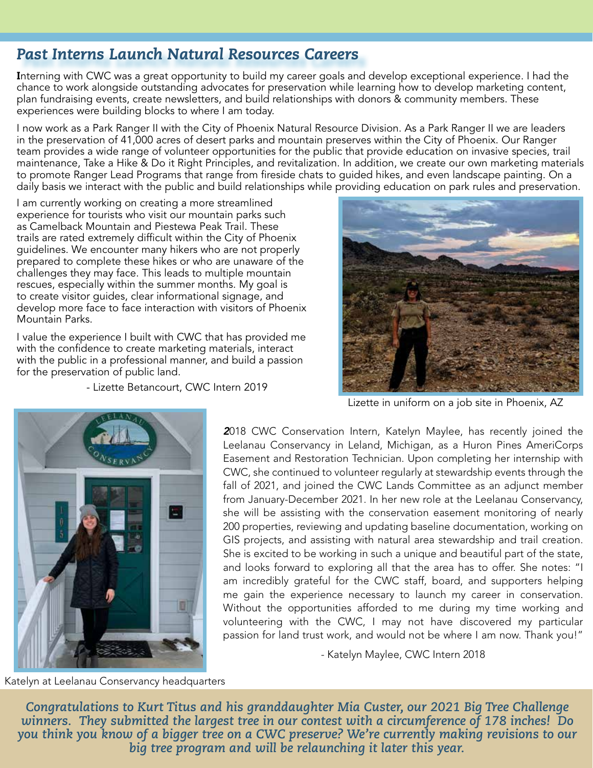## *Past Interns Launch Natural Resources Careers*

Interning with CWC was a great opportunity to build my career goals and develop exceptional experience. I had the chance to work alongside outstanding advocates for preservation while learning how to develop marketing content, plan fundraising events, create newsletters, and build relationships with donors & community members. These experiences were building blocks to where I am today.

I now work as a Park Ranger II with the City of Phoenix Natural Resource Division. As a Park Ranger II we are leaders in the preservation of 41,000 acres of desert parks and mountain preserves within the City of Phoenix. Our Ranger team provides a wide range of volunteer opportunities for the public that provide education on invasive species, trail maintenance, Take a Hike & Do it Right Principles, and revitalization. In addition, we create our own marketing materials to promote Ranger Lead Programs that range from fireside chats to guided hikes, and even landscape painting. On a daily basis we interact with the public and build relationships while providing education on park rules and preservation.

I am currently working on creating a more streamlined experience for tourists who visit our mountain parks such as Camelback Mountain and Piestewa Peak Trail. These trails are rated extremely difficult within the City of Phoenix guidelines. We encounter many hikers who are not properly prepared to complete these hikes or who are unaware of the challenges they may face. This leads to multiple mountain rescues, especially within the summer months. My goal is to create visitor guides, clear informational signage, and develop more face to face interaction with visitors of Phoenix Mountain Parks.

I value the experience I built with CWC that has provided me with the confidence to create marketing materials, interact with the public in a professional manner, and build a passion for the preservation of public land.

- Lizette Betancourt, CWC Intern 2019

Lizette in uniform on a job site in Phoenix, AZ

2018 CWC Conservation Intern, Katelyn Maylee, has recently joined the Leelanau Conservancy in Leland, Michigan, as a Huron Pines AmeriCorps Easement and Restoration Technician. Upon completing her internship with CWC, she continued to volunteer regularly at stewardship events through the fall of 2021, and joined the CWC Lands Committee as an adjunct member from January-December 2021. In her new role at the Leelanau Conservancy, she will be assisting with the conservation easement monitoring of nearly 200 properties, reviewing and updating baseline documentation, working on GIS projects, and assisting with natural area stewardship and trail creation. She is excited to be working in such a unique and beautiful part of the state, and looks forward to exploring all that the area has to offer. She notes: "I am incredibly grateful for the CWC staff, board, and supporters helping me gain the experience necessary to launch my career in conservation. Without the opportunities afforded to me during my time working and volunteering with the CWC, I may not have discovered my particular passion for land trust work, and would not be where I am now. Thank you!"

- Katelyn Maylee, CWC Intern 2018

Katelyn at Leelanau Conservancy headquarters

***Congratulations to Kurt Titus and his granddaughter Mia Custer, our 2021 Big Tree Challenge winners. They submitted the largest tree in our contest with a circumference of 178 inches! Do you think you know of a bigger tree on a CWC preserve? We're currently making revisions to our big tree program and will be relaunching it later this year.***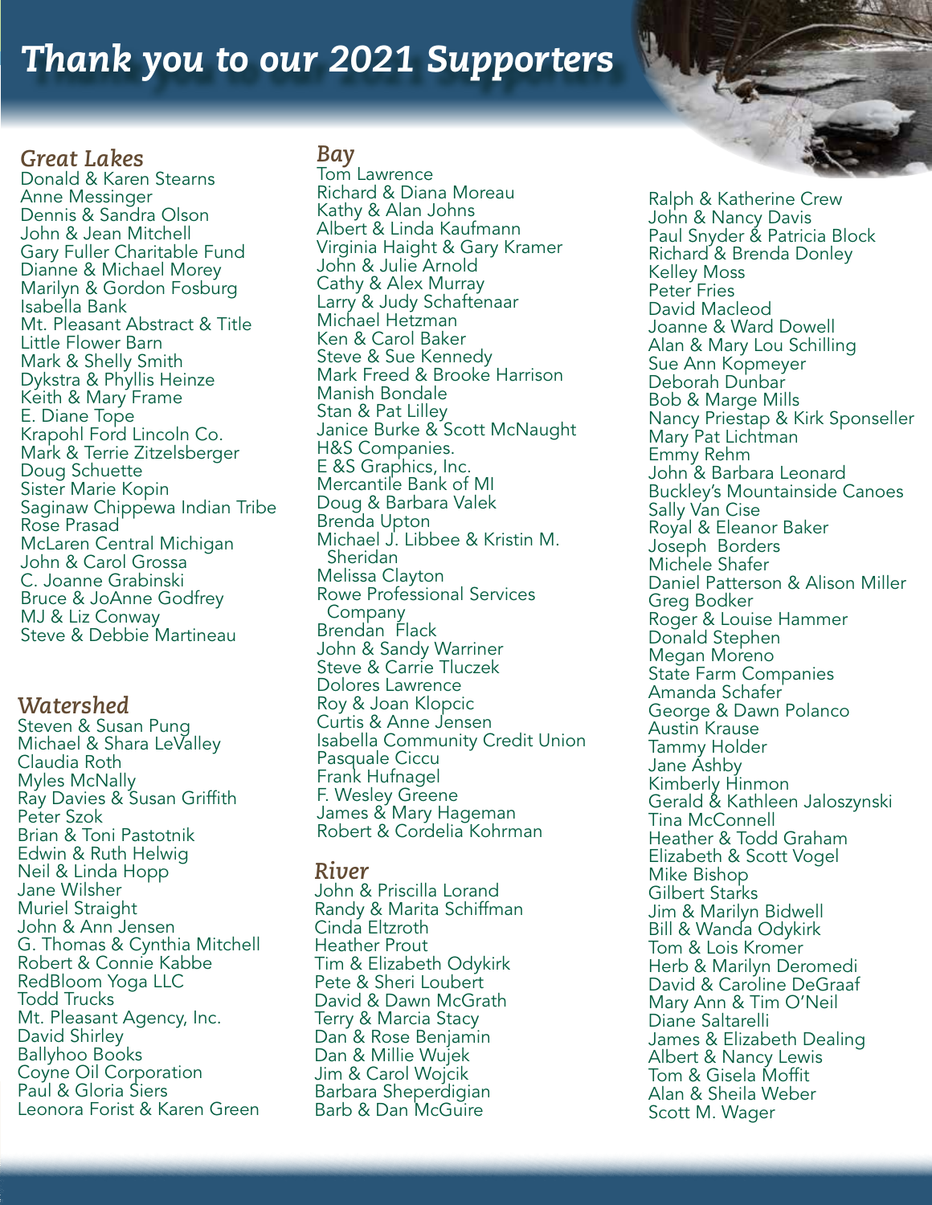# Thank you to our 2021 Supporters

## Great Lakes

Donald & Karen Stearns
Anne Messinger
Dennis & Sandra Olson
John & Jean Mitchell
Gary Fuller Charitable Fund
Dianne & Michael Morey
Marilyn & Gordon Fosburg
Isabella Bank
Mt. Pleasant Abstract & Title
Little Flower Barn
Mark & Shelly Smith
Dykstra & Phyllis Heinze
Keith & Mary Frame
E. Diane Tope
Krapohl Ford Lincoln Co.
Mark & Terrie Zitzelsberger
Doug Schuette
Sister Marie Kopin
Saginaw Chippewa Indian Tribe
Rose Prasad
McLaren Central Michigan
John & Carol Grossa
C. Joanne Grabinski
Bruce & JoAnne Godfrey
MJ & Liz Conway
Steve & Debbie Martineau

## Watershed

Steven & Susan Pung
Michael & Shara LeValley
Claudia Roth
Myles McNally
Ray Davies & Susan Griffith
Peter Szok
Brian & Toni Pastotnik
Edwin & Ruth Helwig
Neil & Linda Hopp
Jane Wilsher
Muriel Straight
John & Ann Jensen
G. Thomas & Cynthia Mitchell
Robert & Connie Kabbe
RedBloom Yoga LLC
Todd Trucks
Mt. Pleasant Agency, Inc.
David Shirley
Ballyhoo Books
Coyne Oil Corporation
Paul & Gloria Siers
Leonora Forist & Karen Green

## Bay

Tom Lawrence
Richard & Diana Moreau
Kathy & Alan Johns
Albert & Linda Kaufmann
Virginia Haight & Gary Kramer
John & Julie Arnold
Cathy & Alex Murray
Larry & Judy Schaftenaar
Michael Hetzman
Ken & Carol Baker
Steve & Sue Kennedy
Mark Freed & Brooke Harrison
Manish Bondale
Stan & Pat Lilley
Janice Burke & Scott McNaught
H&S Companies.
E &S Graphics, Inc.
Mercantile Bank of MI
Doug & Barbara Valek
Brenda Upton
Michael J. Libbee & Kristin M. Sheridan
Melissa Clayton
Rowe Professional Services Company
Brendan Flack
John & Sandy Warriner
Steve & Carrie Tluczek
Dolores Lawrence
Roy & Joan Klopcic
Curtis & Anne Jensen
Isabella Community Credit Union
Pasquale Ciccu
Frank Hufnagel
F. Wesley Greene
James & Mary Hageman
Robert & Cordelia Kohrman

## River

John & Priscilla Lorand
Randy & Marita Schiffman
Cinda Eltzroth
Heather Prout
Tim & Elizabeth Odykirk
Pete & Sheri Loubert
David & Dawn McGrath
Terry & Marcia Stacy
Dan & Rose Benjamin
Dan & Millie Wujek
Jim & Carol Wojcik
Barbara Sheperdigian
Barb & Dan McGuire
Ralph & Katherine Crew
John & Nancy Davis
Paul Snyder & Patricia Block
Richard & Brenda Donley
Kelley Moss
Peter Fries
David Macleod
Joanne & Ward Dowell
Alan & Mary Lou Schilling
Sue Ann Kopmeyer
Deborah Dunbar
Bob & Marge Mills
Nancy Priestap & Kirk Sponseller
Mary Pat Lichtman
Emmy Rehm
John & Barbara Leonard
Buckley's Mountainside Canoes
Sally Van Cise
Royal & Eleanor Baker
Joseph Borders
Michele Shafer
Daniel Patterson & Alison Miller
Greg Bodker
Roger & Louise Hammer
Donald Stephen
Megan Moreno
State Farm Companies
Amanda Schafer
George & Dawn Polanco
Austin Krause
Tammy Holder
Jane Ashby
Kimberly Hinmon
Gerald & Kathleen Jaloszynski
Tina McConnell
Heather & Todd Graham
Elizabeth & Scott Vogel
Mike Bishop
Gilbert Starks
Jim & Marilyn Bidwell
Bill & Wanda Odykirk
Tom & Lois Kromer
Herb & Marilyn Deromedi
David & Caroline DeGraaf
Mary Ann & Tim O'Neil
Diane Saltarelli
James & Elizabeth Dealing
Albert & Nancy Lewis
Tom & Gisela Moffit
Alan & Sheila Weber
Scott M. Wager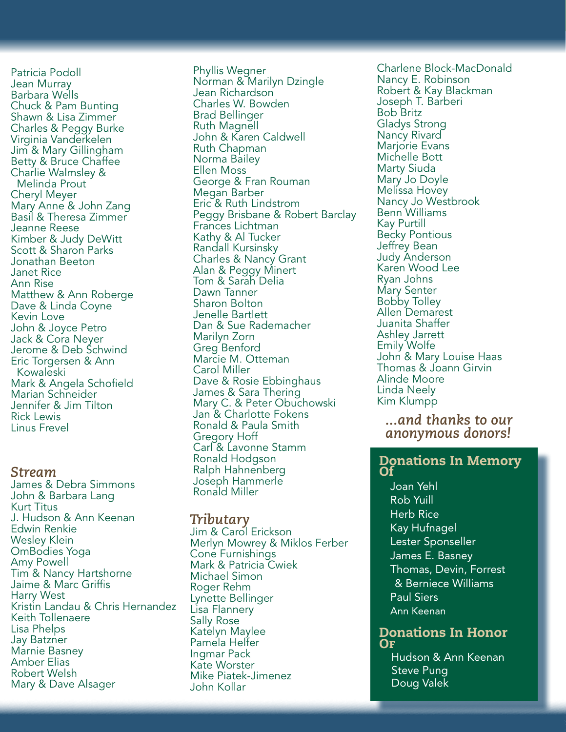Patricia Podoll
Jean Murray
Barbara Wells
Chuck & Pam Bunting
Shawn & Lisa Zimmer
Charles & Peggy Burke
Virginia Vanderkelen
Jim & Mary Gillingham
Betty & Bruce Chaffee
Charlie Walmsley & Melinda Prout
Cheryl Meyer
Mary Anne & John Zang
Basil & Theresa Zimmer
Jeanne Reese
Kimber & Judy DeWitt
Scott & Sharon Parks
Jonathan Beeton
Janet Rice
Ann Rise
Matthew & Ann Roberge
Dave & Linda Coyne
Kevin Love
John & Joyce Petro
Jack & Cora Neyer
Jerome & Deb Schwind
Eric Torgersen & Ann Kowaleski
Mark & Angela Schofield
Marian Schneider
Jennifer & Jim Tilton
Rick Lewis
Linus Frevel

### *Stream*

James & Debra Simmons
John & Barbara Lang
Kurt Titus
J. Hudson & Ann Keenan
Edwin Renkie
Wesley Klein
OmBodies Yoga
Amy Powell
Tim & Nancy Hartshorne
Jaime & Marc Griffis
Harry West
Kristin Landau & Chris Hernandez
Keith Tollenaere
Lisa Phelps
Jay Batzner
Marnie Basney
Amber Elias
Robert Welsh
Mary & Dave Alsager

Phyllis Wegner
Norman & Marilyn Dzingle
Jean Richardson
Charles W. Bowden
Brad Bellinger
Ruth Magnell
John & Karen Caldwell
Ruth Chapman
Norma Bailey
Ellen Moss
George & Fran Rouman
Megan Barber
Eric & Ruth Lindstrom
Peggy Brisbane & Robert Barclay
Frances Lichtman
Kathy & Al Tucker
Randall Kursinsky
Charles & Nancy Grant
Alan & Peggy Minert
Tom & Sarah Delia
Dawn Tanner
Sharon Bolton
Jenelle Bartlett
Dan & Sue Rademacher
Marilyn Zorn
Greg Benford
Marcie M. Otteman
Carol Miller
Dave & Rosie Ebbinghaus
James & Sara Thering
Mary C. & Peter Obuchowski
Jan & Charlotte Fokens
Ronald & Paula Smith
Gregory Hoff
Carl & Lavonne Stamm
Ronald Hodgson
Ralph Hahnenberg
Joseph Hammerle
Ronald Miller

### *Tributary*

Jim & Carol Erickson
Merlyn Mowrey & Miklos Ferber
Cone Furnishings
Mark & Patricia Cwiek
Michael Simon
Roger Rehm
Lynette Bellinger
Lisa Flannery
Sally Rose
Katelyn Maylee
Pamela Helfer
Ingmar Pack
Kate Worster
Mike Piatek-Jimenez
John Kollar

Charlene Block-MacDonald
Nancy E. Robinson
Robert & Kay Blackman
Joseph T. Barberi
Bob Britz
Gladys Strong
Nancy Rivard
Marjorie Evans
Michelle Bott
Marty Siuda
Mary Jo Doyle
Melissa Hovey
Nancy Jo Westbrook
Benn Williams
Kay Purtill
Becky Pontious
Jeffrey Bean
Judy Anderson
Karen Wood Lee
Ryan Johns
Mary Senter
Bobby Tolley
Allen Demarest
Juanita Shaffer
Ashley Jarrett
Emily Wolfe
John & Mary Louise Haas
Thomas & Joann Girvin
Alinde Moore
Linda Neely
Kim Klumpp

***...and thanks to our anonymous donors!***

## Donations In Memory Of

Joan Yehl
Rob Yuill
Herb Rice
Kay Hufnagel
Lester Sponseller
James E. Basney
Thomas, Devin, Forrest & Berniece Williams
Paul Siers
Ann Keenan

## Donations In Honor Of

Hudson & Ann Keenan
Steve Pung
Doug Valek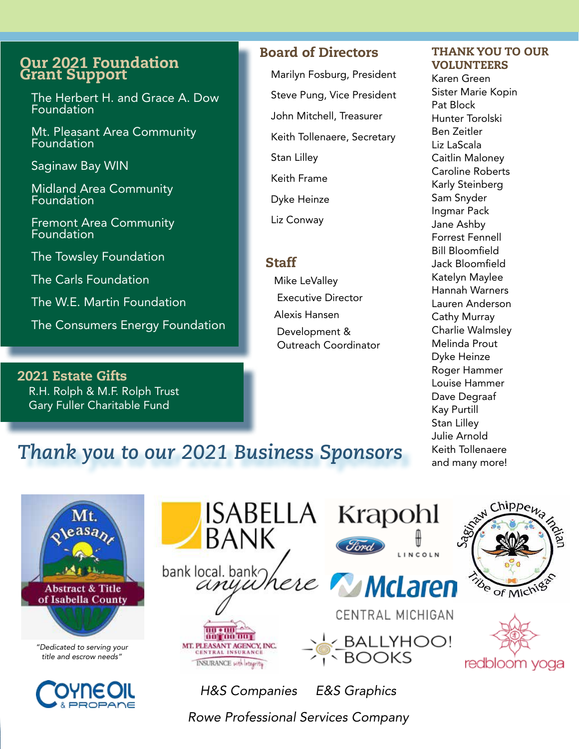## Our 2021 Foundation Grant Support

- The Herbert H. and Grace A. Dow Foundation
- Mt. Pleasant Area Community Foundation
- Saginaw Bay WIN
- Midland Area Community Foundation
- Fremont Area Community Foundation
- The Towsley Foundation
- The Carls Foundation
- The W.E. Martin Foundation
- The Consumers Energy Foundation

## 2021 Estate Gifts

R.H. Rolph & M.F. Rolph Trust
Gary Fuller Charitable Fund

## Board of Directors

- Marilyn Fosburg, President
- Steve Pung, Vice President
- John Mitchell, Treasurer
- Keith Tollenaere, Secretary
- Stan Lilley
- Keith Frame
- Dyke Heinze
- Liz Conway

## Staff

Mike LeValley
Executive Director

Alexis Hansen
Development & Outreach Coordinator

## THANK YOU TO OUR VOLUNTEERS

Karen Green
Sister Marie Kopin
Pat Block
Hunter Torolski
Ben Zeitler
Liz LaScala
Caitlin Maloney
Caroline Roberts
Karly Steinberg
Sam Snyder
Ingmar Pack
Jane Ashby
Forrest Fennell
Bill Bloomfield
Jack Bloomfield
Katelyn Maylee
Hannah Warners
Lauren Anderson
Cathy Murray
Charlie Walmsley
Melinda Prout
Dyke Heinze
Roger Hammer
Louise Hammer
Dave Degraaf
Kay Purtill
Stan Lilley
Julie Arnold
Keith Tollenaere
and many more!

## *Thank you to our 2021 Business Sponsors*

Mt. Pleasant Abstract & Title of Isabella County

*"Dedicated to serving your title and escrow needs"*

Isabella Bank — bank local. bank *anywhere*

Krapohl Ford Lincoln

Saginaw Chippewa Indian Tribe of Michigan

McLaren Central Michigan

Mt. Pleasant Agency, Inc. Central Insurance — Insurance with Integrity

Ballyhoo! Books

redbloom yoga

Coyne Oil & Propane

*H&S Companies*

*E&S Graphics*

*Rowe Professional Services Company*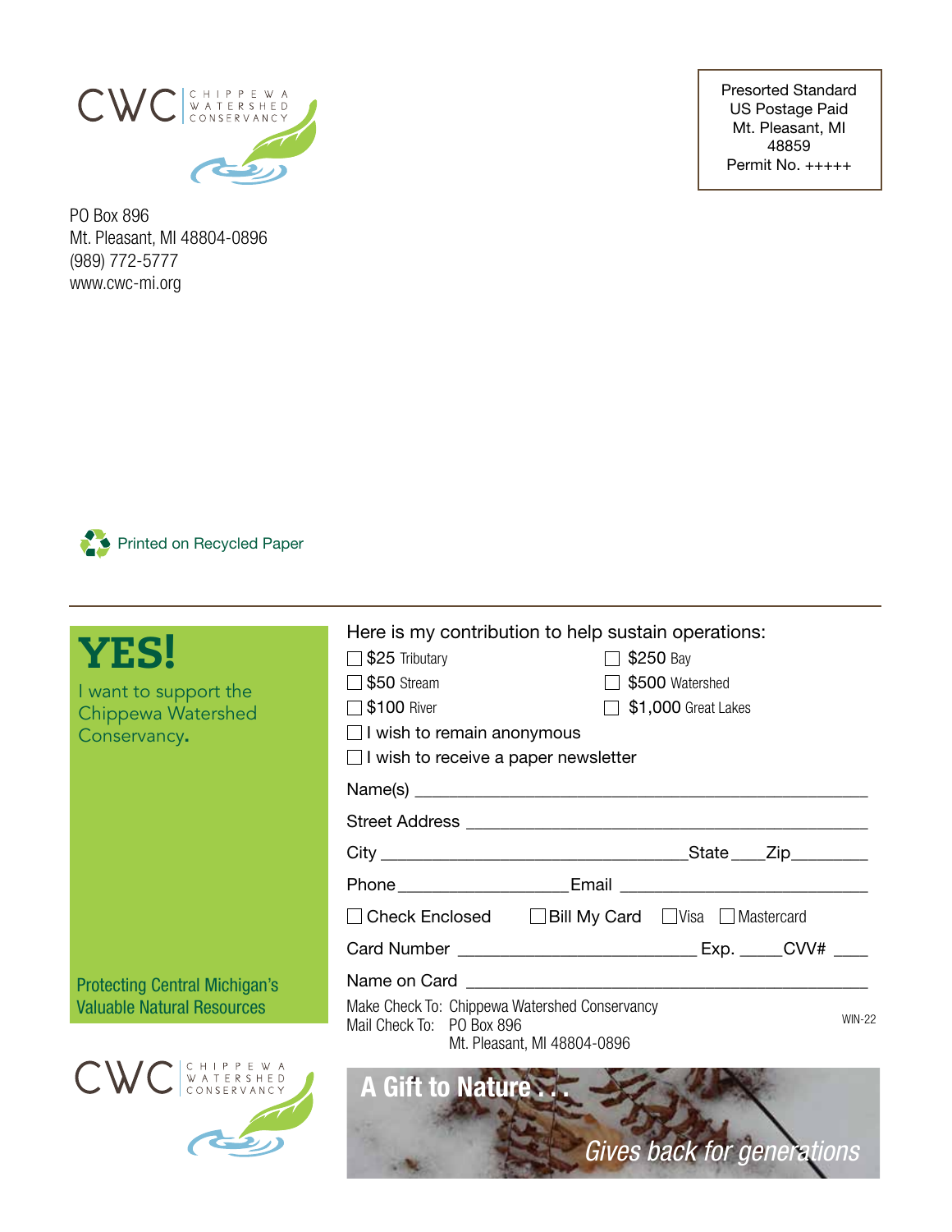CWC CHIPPEWA WATERSHED CONSERVANCY

PO Box 896
Mt. Pleasant, MI 48804-0896
(989) 772-5777
www.cwc-mi.org

Presorted Standard
US Postage Paid
Mt. Pleasant, MI
48859
Permit No. +++++

Printed on Recycled Paper

---

# YES!

I want to support the Chippewa Watershed Conservancy.

Protecting Central Michigan's Valuable Natural Resources

Here is my contribution to help sustain operations:

- ☐ $25 Tributary
- ☐ $50 Stream
- ☐ $100 River
- ☐ $250 Bay
- ☐ $500 Watershed
- ☐ $1,000 Great Lakes
- ☐ I wish to remain anonymous
- ☐ I wish to receive a paper newsletter

Name(s) ______________________________________________

Street Address ________________________________________

City ______________________________ State ____ Zip ________

Phone __________________ Email __________________________

☐ Check Enclosed ☐ Bill My Card ☐ Visa ☐ Mastercard

Card Number ________________________ Exp. _____ CVV# ____

Name on Card _________________________________________

Make Check To: Chippewa Watershed Conservancy
Mail Check To: PO Box 896
Mt. Pleasant, MI 48804-0896

WIN-22

CWC CHIPPEWA WATERSHED CONSERVANCY

**A Gift to Nature . . .**

*Gives back for generations*